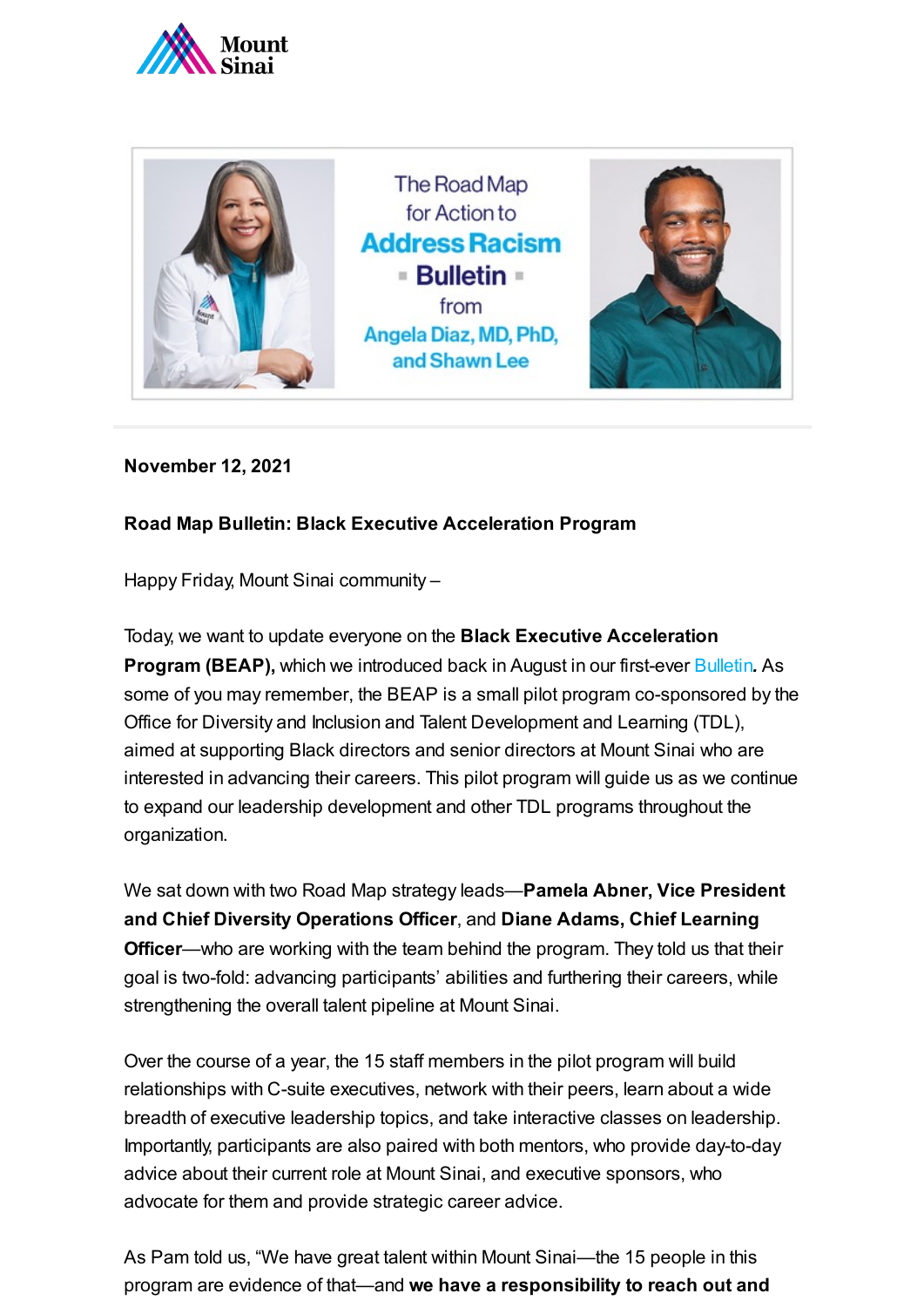The Road Map for Action to **Address Racism** **Bulletin** from Angela Diaz, MD, PhD, and Shawn Lee

**November 12, 2021**

**Road Map Bulletin: Black Executive Acceleration Program**

Happy Friday, Mount Sinai community –

Today, we want to update everyone on the **Black Executive Acceleration Program (BEAP),** which we introduced back in August in our first-ever Bulletin**.** As some of you may remember, the BEAP is a small pilot program co-sponsored by the Office for Diversity and Inclusion and Talent Development and Learning (TDL), aimed at supporting Black directors and senior directors at Mount Sinai who are interested in advancing their careers. This pilot program will guide us as we continue to expand our leadership development and other TDL programs throughout the organization.

We sat down with two Road Map strategy leads—**Pamela Abner, Vice President and Chief Diversity Operations Officer**, and **Diane Adams, Chief Learning Officer**—who are working with the team behind the program. They told us that their goal is two-fold: advancing participants' abilities and furthering their careers, while strengthening the overall talent pipeline at Mount Sinai.

Over the course of a year, the 15 staff members in the pilot program will build relationships with C-suite executives, network with their peers, learn about a wide breadth of executive leadership topics, and take interactive classes on leadership. Importantly, participants are also paired with both mentors, who provide day-to-day advice about their current role at Mount Sinai, and executive sponsors, who advocate for them and provide strategic career advice.

As Pam told us, "We have great talent within Mount Sinai—the 15 people in this program are evidence of that—and **we have a responsibility to reach out and**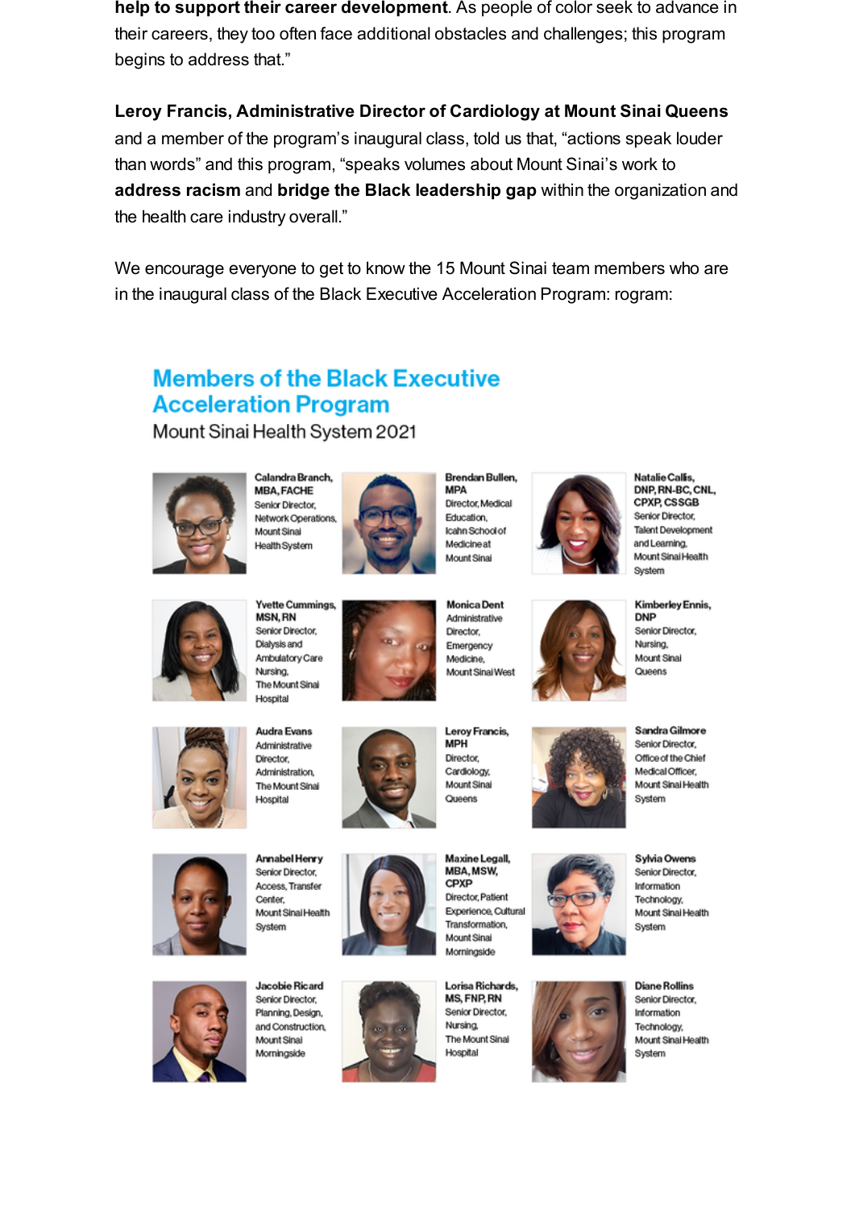**help to support their career development**. As people of color seek to advance in their careers, they too often face additional obstacles and challenges; this program begins to address that."

**Leroy Francis, Administrative Director of Cardiology at Mount Sinai Queens** and a member of the program's inaugural class, told us that, "actions speak louder than words" and this program, "speaks volumes about Mount Sinai's work to **address racism** and **bridge the Black leadership gap** within the organization and the health care industry overall."

We encourage everyone to get to know the 15 Mount Sinai team members who are in the inaugural class of the Black Executive Acceleration Program: rogram:

## Members of the Black Executive Acceleration Program

Mount Sinai Health System 2021

**Calandra Branch, MBA, FACHE**
Senior Director, Network Operations, Mount Sinai Health System

**Brendan Bullen, MPA**
Director, Medical Education, Icahn School of Medicine at Mount Sinai

**Natalie Callis, DNP, RN-BC, CNL, CPXP, CSSGB**
Senior Director, Talent Development and Learning, Mount Sinai Health System

**Yvette Cummings, MSN, RN**
Senior Director, Dialysis and Ambulatory Care Nursing, The Mount Sinai Hospital

**Monica Dent**
Administrative Director, Emergency Medicine, Mount Sinai West

**Kimberley Ennis, DNP**
Senior Director, Nursing, Mount Sinai Queens

**Audra Evans**
Administrative Director, Administration, The Mount Sinai Hospital

**Leroy Francis, MPH**
Director, Cardiology, Mount Sinai Queens

**Sandra Gilmore**
Senior Director, Office of the Chief Medical Officer, Mount Sinai Health System

**Annabel Henry**
Senior Director, Access, Transfer Center, Mount Sinai Health System

**Maxine Legall, MBA, MSW, CPXP**
Director, Patient Experience, Cultural Transformation, Mount Sinai Morningside

**Sylvia Owens**
Senior Director, Information Technology, Mount Sinai Health System

**Jacobie Ricard**
Senior Director, Planning, Design, and Construction, Mount Sinai Morningside

**Lorisa Richards, MS, FNP, RN**
Senior Director, Nursing, The Mount Sinai Hospital

**Diane Rollins**
Senior Director, Information Technology, Mount Sinai Health System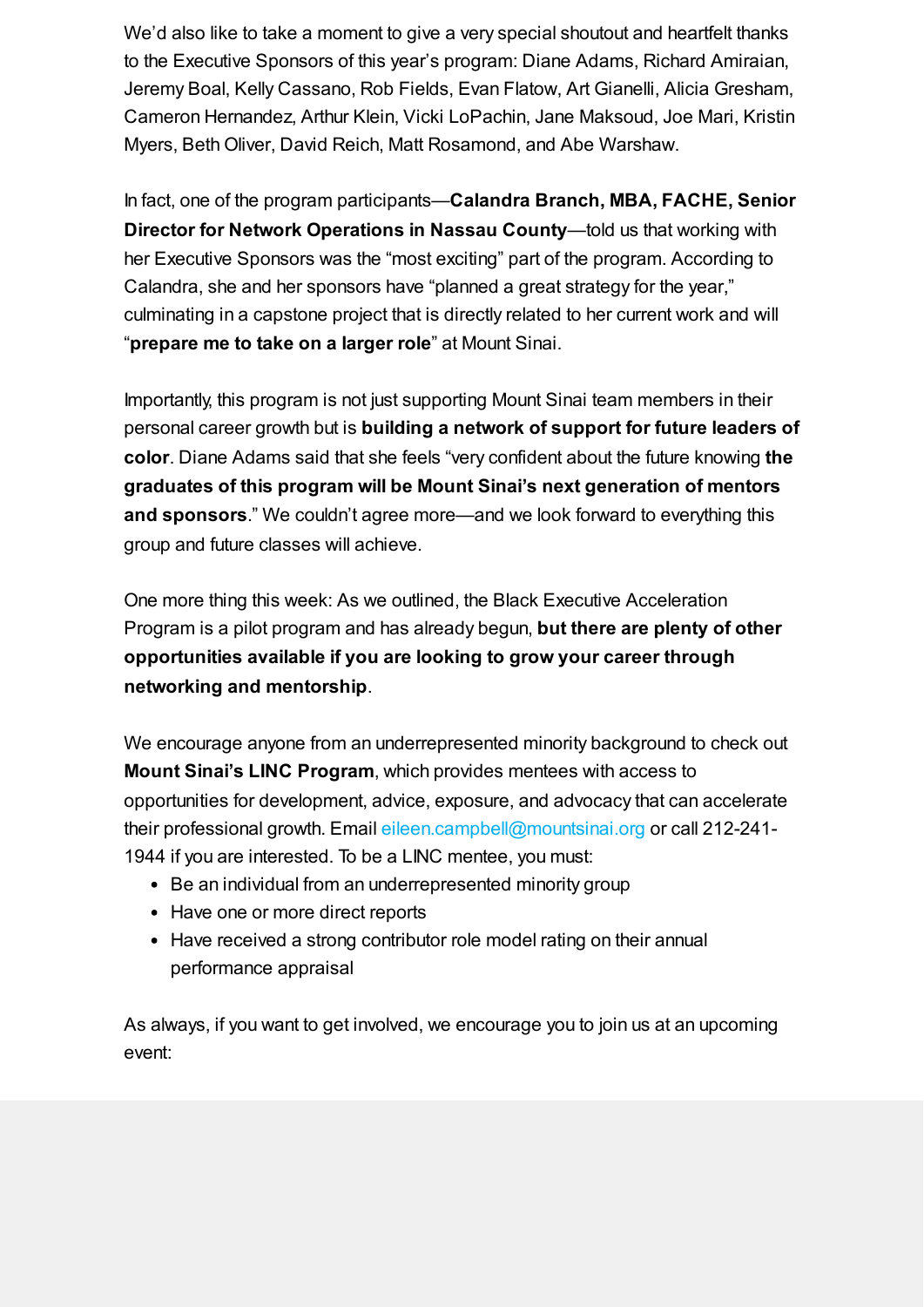We'd also like to take a moment to give a very special shoutout and heartfelt thanks to the Executive Sponsors of this year's program: Diane Adams, Richard Amiraian, Jeremy Boal, Kelly Cassano, Rob Fields, Evan Flatow, Art Gianelli, Alicia Gresham, Cameron Hernandez, Arthur Klein, Vicki LoPachin, Jane Maksoud, Joe Mari, Kristin Myers, Beth Oliver, David Reich, Matt Rosamond, and Abe Warshaw.

In fact, one of the program participants—**Calandra Branch, MBA, FACHE, Senior Director for Network Operations in Nassau County**—told us that working with her Executive Sponsors was the "most exciting" part of the program. According to Calandra, she and her sponsors have "planned a great strategy for the year," culminating in a capstone project that is directly related to her current work and will "**prepare me to take on a larger role**" at Mount Sinai.

Importantly, this program is not just supporting Mount Sinai team members in their personal career growth but is **building a network of support for future leaders of color**. Diane Adams said that she feels "very confident about the future knowing **the graduates of this program will be Mount Sinai's next generation of mentors and sponsors**." We couldn't agree more—and we look forward to everything this group and future classes will achieve.

One more thing this week: As we outlined, the Black Executive Acceleration Program is a pilot program and has already begun, **but there are plenty of other opportunities available if you are looking to grow your career through networking and mentorship**.

We encourage anyone from an underrepresented minority background to check out **Mount Sinai's LINC Program**, which provides mentees with access to opportunities for development, advice, exposure, and advocacy that can accelerate their professional growth. Email eileen.campbell@mountsinai.org or call 212-241-1944 if you are interested. To be a LINC mentee, you must:

- Be an individual from an underrepresented minority group
- Have one or more direct reports
- Have received a strong contributor role model rating on their annual performance appraisal

As always, if you want to get involved, we encourage you to join us at an upcoming event: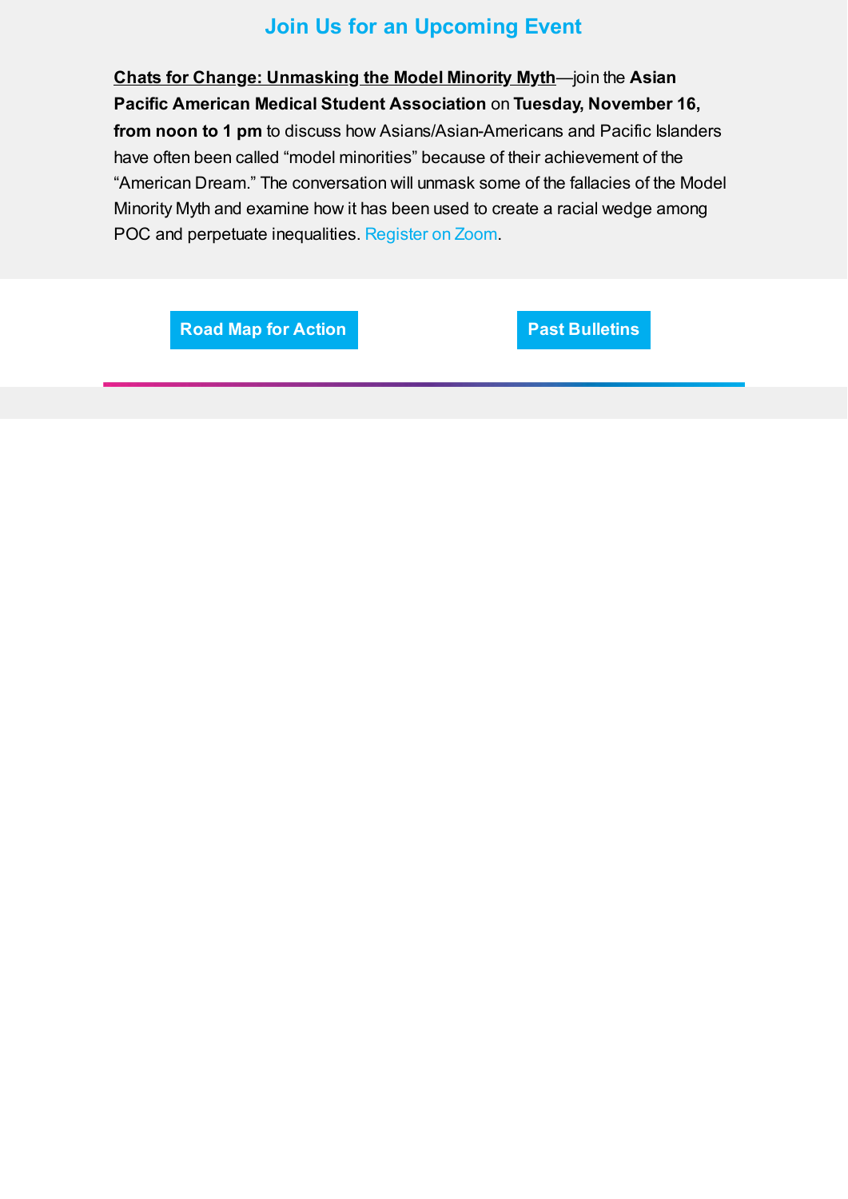## Join Us for an Upcoming Event

**Chats for Change: Unmasking the Model Minority Myth**—join the **Asian Pacific American Medical Student Association** on **Tuesday, November 16, from noon to 1 pm** to discuss how Asians/Asian-Americans and Pacific Islanders have often been called “model minorities” because of their achievement of the “American Dream.” The conversation will unmask some of the fallacies of the Model Minority Myth and examine how it has been used to create a racial wedge among POC and perpetuate inequalities. Register on Zoom.

Road Map for Action

Past Bulletins